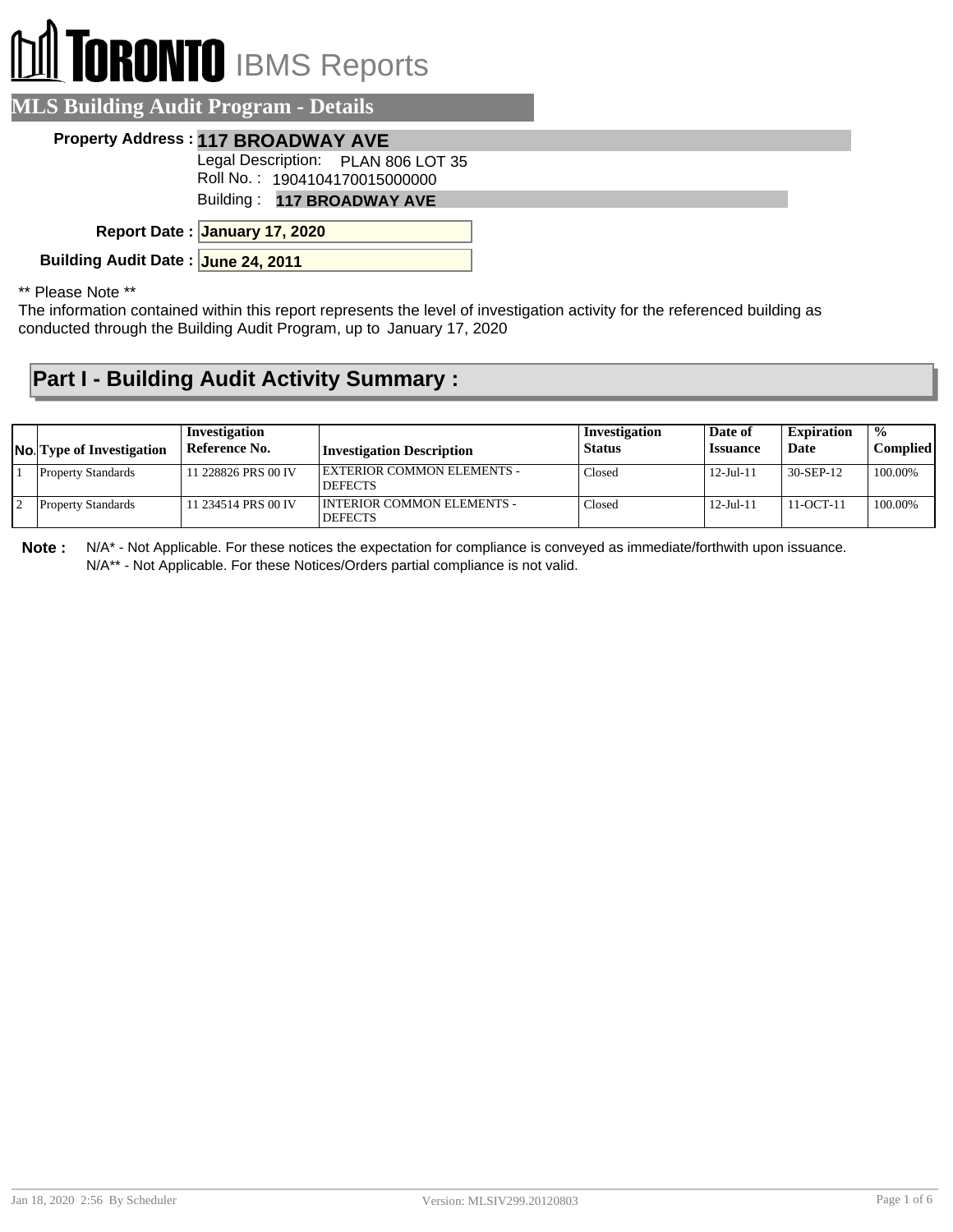# TORONTO IBMS Reports

## MLS Building Audit Program - Details

**Property Address :** **117 BROADWAY AVE**

Legal Description: PLAN 806 LOT 35

Roll No. : 1904104170015000000

Building : **117 BROADWAY AVE**

**Report Date :** **January 17, 2020**

**Building Audit Date :** **June 24, 2011**

** Please Note **

The information contained within this report represents the level of investigation activity for the referenced building as conducted through the Building Audit Program, up to January 17, 2020

## Part I - Building Audit Activity Summary :

| No. | Type of Investigation | Investigation Reference No. | Investigation Description | Investigation Status | Date of Issuance | Expiration Date | % Complied |
|---|---|---|---|---|---|---|---|
| 1 | Property Standards | 11 228826 PRS 00 IV | EXTERIOR COMMON ELEMENTS - DEFECTS | Closed | 12-Jul-11 | 30-SEP-12 | 100.00% |
| 2 | Property Standards | 11 234514 PRS 00 IV | INTERIOR COMMON ELEMENTS - DEFECTS | Closed | 12-Jul-11 | 11-OCT-11 | 100.00% |

**Note :** N/A* - Not Applicable. For these notices the expectation for compliance is conveyed as immediate/forthwith upon issuance.
N/A** - Not Applicable. For these Notices/Orders partial compliance is not valid.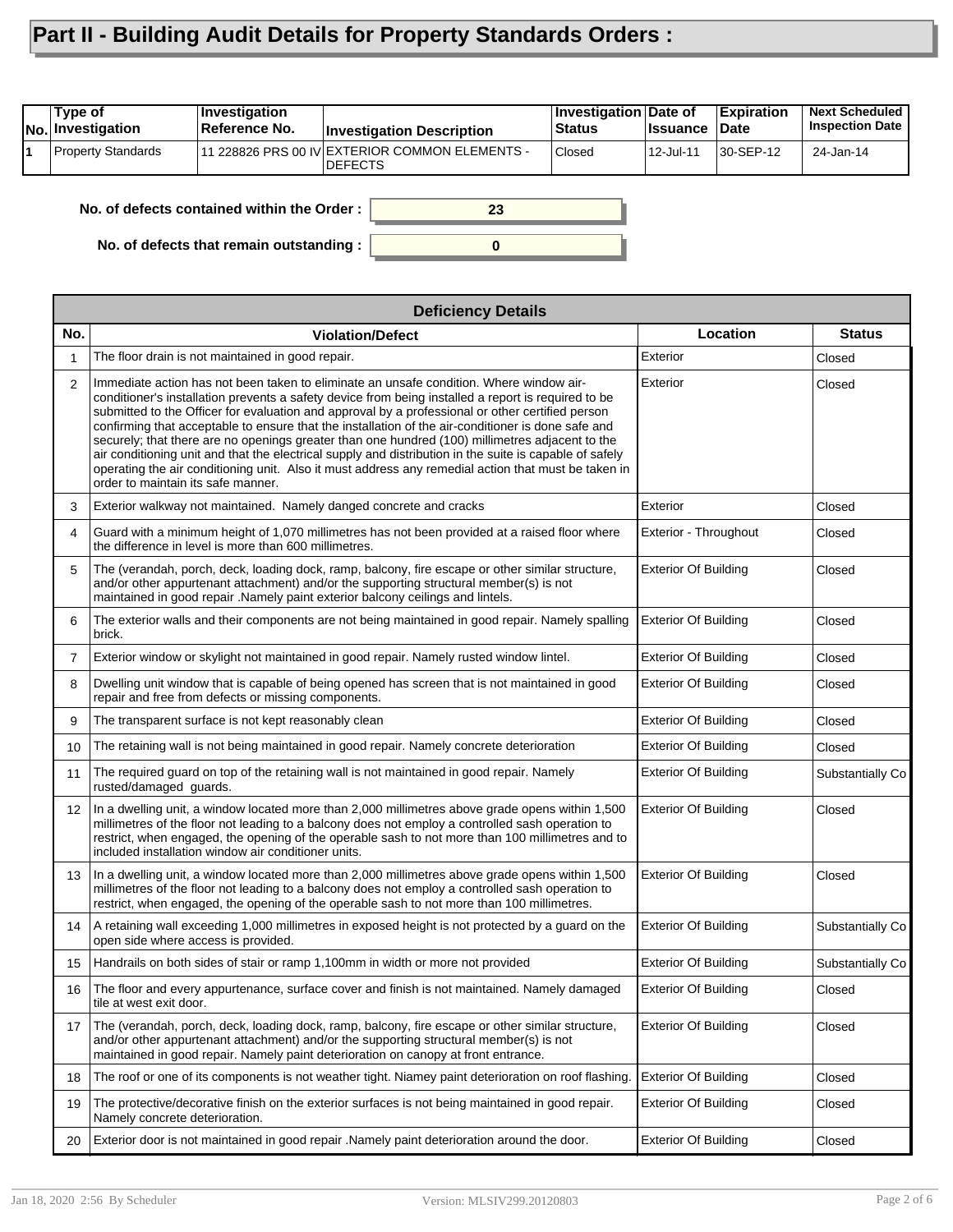# Part II - Building Audit Details for Property Standards Orders :

| No. | Type of Investigation | Investigation Reference No. | Investigation Description | Investigation Status | Date of Issuance | Expiration Date | Next Scheduled Inspection Date |
|---|---|---|---|---|---|---|---|
| 1 | Property Standards | 11 228826 PRS 00 IV | EXTERIOR COMMON ELEMENTS - DEFECTS | Closed | 12-Jul-11 | 30-SEP-12 | 24-Jan-14 |

**No. of defects contained within the Order :** 23

**No. of defects that remain outstanding :** 0

| Deficiency Details | | | |
|---|---|---|---|
| **No.** | **Violation/Defect** | **Location** | **Status** |
| 1 | The floor drain is not maintained in good repair. | Exterior | Closed |
| 2 | Immediate action has not been taken to eliminate an unsafe condition. Where window air-conditioner's installation prevents a safety device from being installed a report is required to be submitted to the Officer for evaluation and approval by a professional or other certified person confirming that acceptable to ensure that the installation of the air-conditioner is done safe and securely; that there are no openings greater than one hundred (100) millimetres adjacent to the air conditioning unit and that the electrical supply and distribution in the suite is capable of safely operating the air conditioning unit. Also it must address any remedial action that must be taken in order to maintain its safe manner. | Exterior | Closed |
| 3 | Exterior walkway not maintained. Namely danged concrete and cracks | Exterior | Closed |
| 4 | Guard with a minimum height of 1,070 millimetres has not been provided at a raised floor where the difference in level is more than 600 millimetres. | Exterior - Throughout | Closed |
| 5 | The (verandah, porch, deck, loading dock, ramp, balcony, fire escape or other similar structure, and/or other appurtenant attachment) and/or the supporting structural member(s) is not maintained in good repair .Namely paint exterior balcony ceilings and lintels. | Exterior Of Building | Closed |
| 6 | The exterior walls and their components are not being maintained in good repair. Namely spalling brick. | Exterior Of Building | Closed |
| 7 | Exterior window or skylight not maintained in good repair. Namely rusted window lintel. | Exterior Of Building | Closed |
| 8 | Dwelling unit window that is capable of being opened has screen that is not maintained in good repair and free from defects or missing components. | Exterior Of Building | Closed |
| 9 | The transparent surface is not kept reasonably clean | Exterior Of Building | Closed |
| 10 | The retaining wall is not being maintained in good repair. Namely concrete deterioration | Exterior Of Building | Closed |
| 11 | The required guard on top of the retaining wall is not maintained in good repair. Namely rusted/damaged guards. | Exterior Of Building | Substantially Co |
| 12 | In a dwelling unit, a window located more than 2,000 millimetres above grade opens within 1,500 millimetres of the floor not leading to a balcony does not employ a controlled sash operation to restrict, when engaged, the opening of the operable sash to not more than 100 millimetres and to included installation window air conditioner units. | Exterior Of Building | Closed |
| 13 | In a dwelling unit, a window located more than 2,000 millimetres above grade opens within 1,500 millimetres of the floor not leading to a balcony does not employ a controlled sash operation to restrict, when engaged, the opening of the operable sash to not more than 100 millimetres. | Exterior Of Building | Closed |
| 14 | A retaining wall exceeding 1,000 millimetres in exposed height is not protected by a guard on the open side where access is provided. | Exterior Of Building | Substantially Co |
| 15 | Handrails on both sides of stair or ramp 1,100mm in width or more not provided | Exterior Of Building | Substantially Co |
| 16 | The floor and every appurtenance, surface cover and finish is not maintained. Namely damaged tile at west exit door. | Exterior Of Building | Closed |
| 17 | The (verandah, porch, deck, loading dock, ramp, balcony, fire escape or other similar structure, and/or other appurtenant attachment) and/or the supporting structural member(s) is not maintained in good repair. Namely paint deterioration on canopy at front entrance. | Exterior Of Building | Closed |
| 18 | The roof or one of its components is not weather tight. Niamey paint deterioration on roof flashing. | Exterior Of Building | Closed |
| 19 | The protective/decorative finish on the exterior surfaces is not being maintained in good repair. Namely concrete deterioration. | Exterior Of Building | Closed |
| 20 | Exterior door is not maintained in good repair .Namely paint deterioration around the door. | Exterior Of Building | Closed |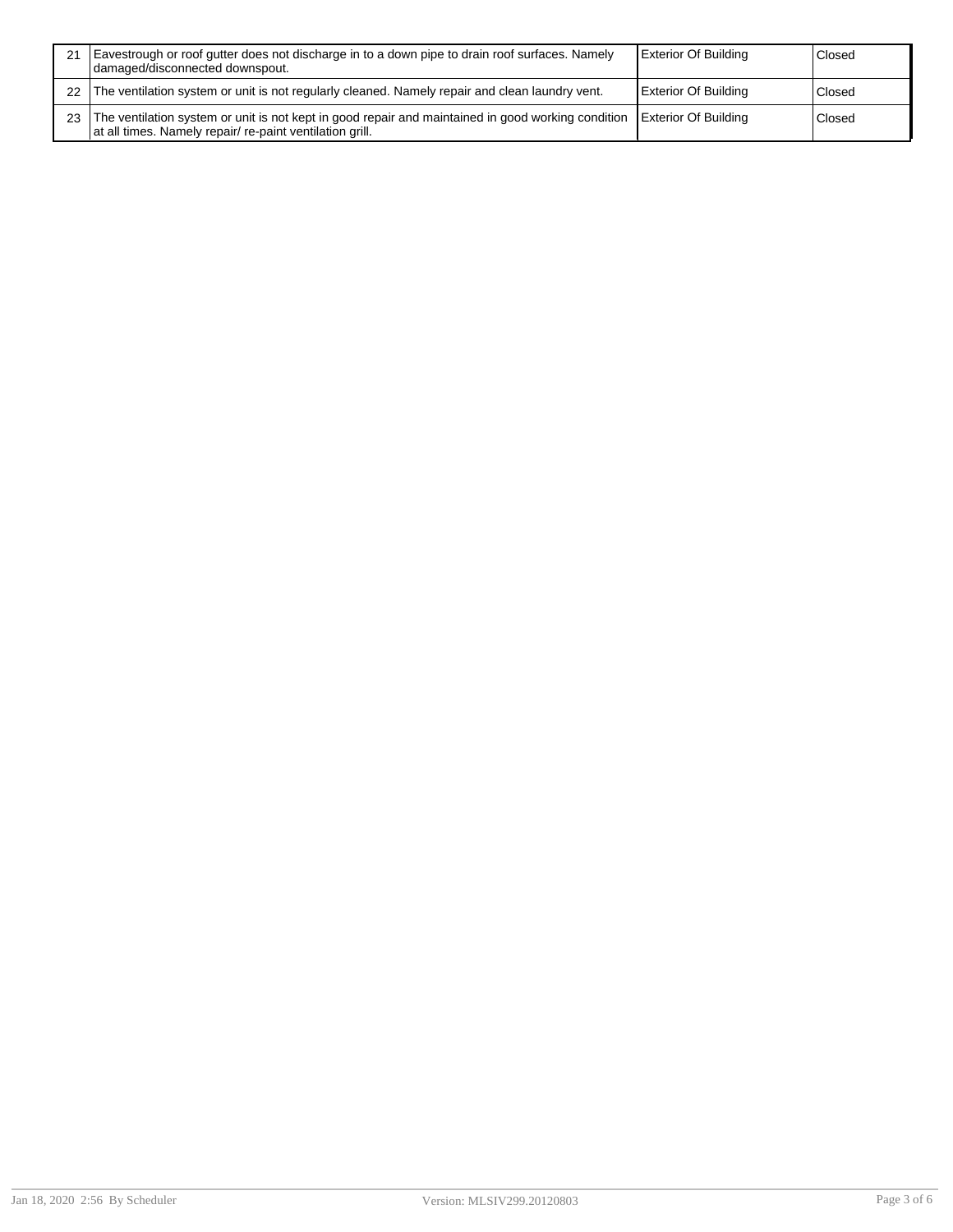| | | | |
|---|---|---|---|
| 21 | Eavestrough or roof gutter does not discharge in to a down pipe to drain roof surfaces. Namely damaged/disconnected downspout. | Exterior Of Building | Closed |
| 22 | The ventilation system or unit is not regularly cleaned. Namely repair and clean laundry vent. | Exterior Of Building | Closed |
| 23 | The ventilation system or unit is not kept in good repair and maintained in good working condition at all times. Namely repair/ re-paint ventilation grill. | Exterior Of Building | Closed |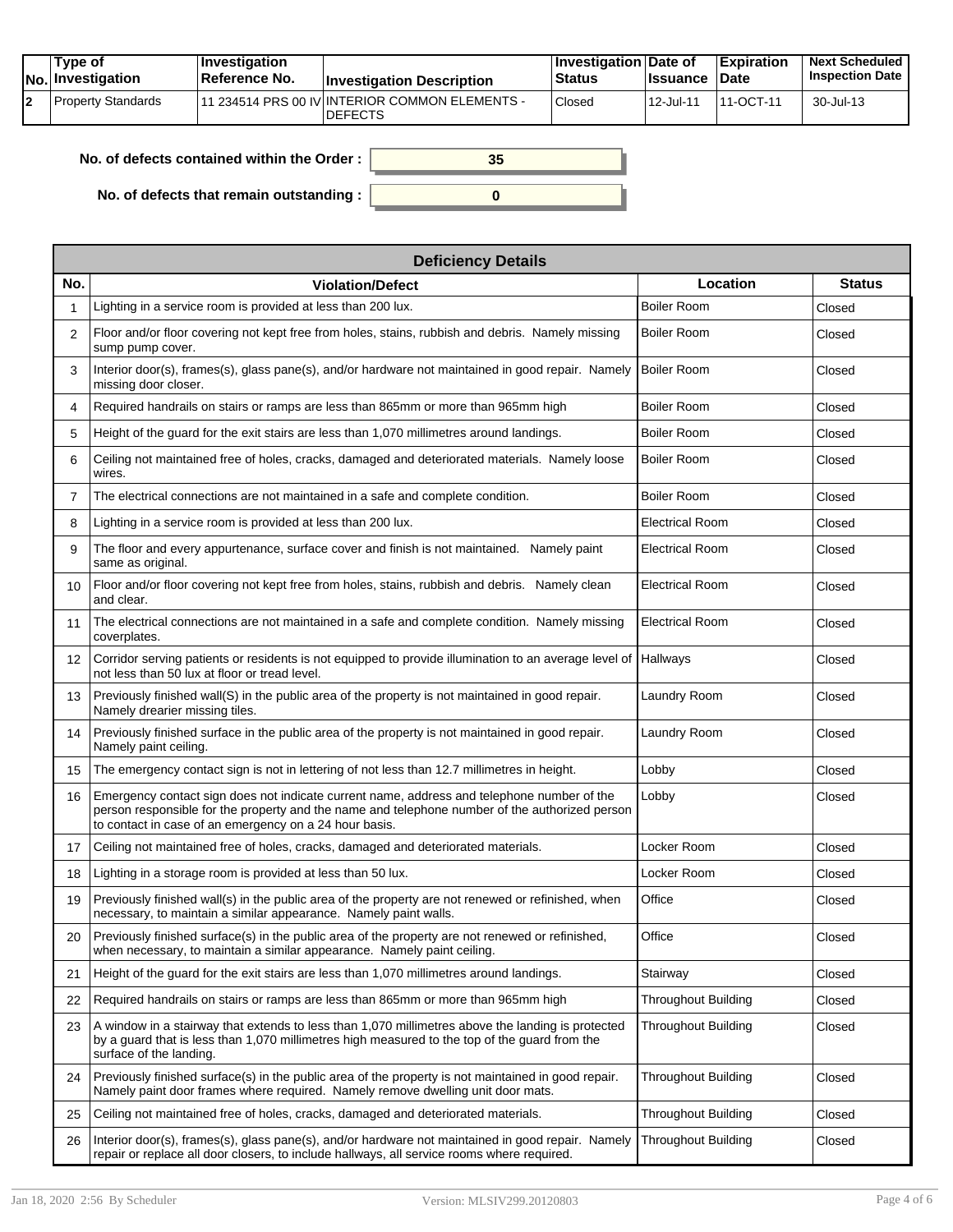| No. | Type of Investigation | Investigation Reference No. | Investigation Description | Investigation Status | Date of Issuance | Expiration Date | Next Scheduled Inspection Date |
|---|---|---|---|---|---|---|---|
| 2 | Property Standards | 11 234514 PRS 00 IV | INTERIOR COMMON ELEMENTS - DEFECTS | Closed | 12-Jul-11 | 11-OCT-11 | 30-Jul-13 |

**No. of defects contained within the Order :** 35

**No. of defects that remain outstanding :** 0

| Deficiency Details | | | |
|---|---|---|---|
| **No.** | **Violation/Defect** | **Location** | **Status** |
| 1 | Lighting in a service room is provided at less than 200 lux. | Boiler Room | Closed |
| 2 | Floor and/or floor covering not kept free from holes, stains, rubbish and debris. Namely missing sump pump cover. | Boiler Room | Closed |
| 3 | Interior door(s), frames(s), glass pane(s), and/or hardware not maintained in good repair. Namely missing door closer. | Boiler Room | Closed |
| 4 | Required handrails on stairs or ramps are less than 865mm or more than 965mm high | Boiler Room | Closed |
| 5 | Height of the guard for the exit stairs are less than 1,070 millimetres around landings. | Boiler Room | Closed |
| 6 | Ceiling not maintained free of holes, cracks, damaged and deteriorated materials. Namely loose wires. | Boiler Room | Closed |
| 7 | The electrical connections are not maintained in a safe and complete condition. | Boiler Room | Closed |
| 8 | Lighting in a service room is provided at less than 200 lux. | Electrical Room | Closed |
| 9 | The floor and every appurtenance, surface cover and finish is not maintained. Namely paint same as original. | Electrical Room | Closed |
| 10 | Floor and/or floor covering not kept free from holes, stains, rubbish and debris. Namely clean and clear. | Electrical Room | Closed |
| 11 | The electrical connections are not maintained in a safe and complete condition. Namely missing coverplates. | Electrical Room | Closed |
| 12 | Corridor serving patients or residents is not equipped to provide illumination to an average level of not less than 50 lux at floor or tread level. | Hallways | Closed |
| 13 | Previously finished wall(S) in the public area of the property is not maintained in good repair. Namely drearier missing tiles. | Laundry Room | Closed |
| 14 | Previously finished surface in the public area of the property is not maintained in good repair. Namely paint ceiling. | Laundry Room | Closed |
| 15 | The emergency contact sign is not in lettering of not less than 12.7 millimetres in height. | Lobby | Closed |
| 16 | Emergency contact sign does not indicate current name, address and telephone number of the person responsible for the property and the name and telephone number of the authorized person to contact in case of an emergency on a 24 hour basis. | Lobby | Closed |
| 17 | Ceiling not maintained free of holes, cracks, damaged and deteriorated materials. | Locker Room | Closed |
| 18 | Lighting in a storage room is provided at less than 50 lux. | Locker Room | Closed |
| 19 | Previously finished wall(s) in the public area of the property are not renewed or refinished, when necessary, to maintain a similar appearance. Namely paint walls. | Office | Closed |
| 20 | Previously finished surface(s) in the public area of the property are not renewed or refinished, when necessary, to maintain a similar appearance. Namely paint ceiling. | Office | Closed |
| 21 | Height of the guard for the exit stairs are less than 1,070 millimetres around landings. | Stairway | Closed |
| 22 | Required handrails on stairs or ramps are less than 865mm or more than 965mm high | Throughout Building | Closed |
| 23 | A window in a stairway that extends to less than 1,070 millimetres above the landing is protected by a guard that is less than 1,070 millimetres high measured to the top of the guard from the surface of the landing. | Throughout Building | Closed |
| 24 | Previously finished surface(s) in the public area of the property is not maintained in good repair. Namely paint door frames where required. Namely remove dwelling unit door mats. | Throughout Building | Closed |
| 25 | Ceiling not maintained free of holes, cracks, damaged and deteriorated materials. | Throughout Building | Closed |
| 26 | Interior door(s), frames(s), glass pane(s), and/or hardware not maintained in good repair. Namely repair or replace all door closers, to include hallways, all service rooms where required. | Throughout Building | Closed |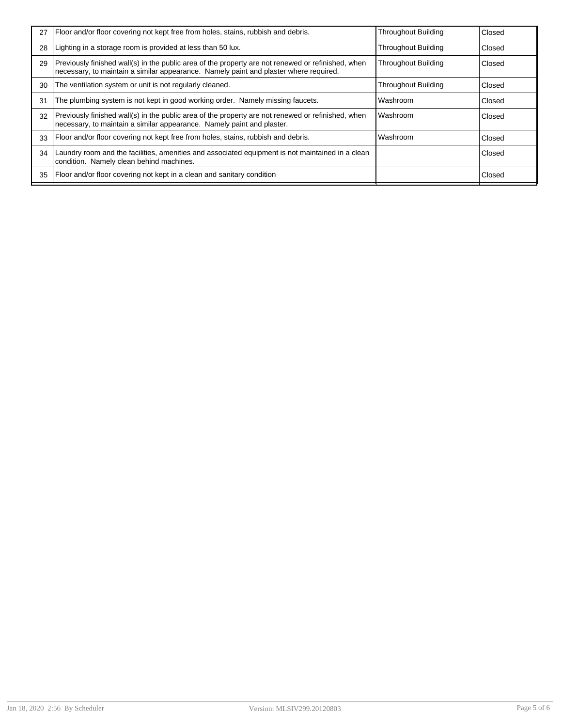| 27 | Floor and/or floor covering not kept free from holes, stains, rubbish and debris. | Throughout Building | Closed |
|---|---|---|---|
| 28 | Lighting in a storage room is provided at less than 50 lux. | Throughout Building | Closed |
| 29 | Previously finished wall(s) in the public area of the property are not renewed or refinished, when necessary, to maintain a similar appearance. Namely paint and plaster where required. | Throughout Building | Closed |
| 30 | The ventilation system or unit is not regularly cleaned. | Throughout Building | Closed |
| 31 | The plumbing system is not kept in good working order. Namely missing faucets. | Washroom | Closed |
| 32 | Previously finished wall(s) in the public area of the property are not renewed or refinished, when necessary, to maintain a similar appearance. Namely paint and plaster. | Washroom | Closed |
| 33 | Floor and/or floor covering not kept free from holes, stains, rubbish and debris. | Washroom | Closed |
| 34 | Laundry room and the facilities, amenities and associated equipment is not maintained in a clean condition. Namely clean behind machines. | | Closed |
| 35 | Floor and/or floor covering not kept in a clean and sanitary condition | | Closed |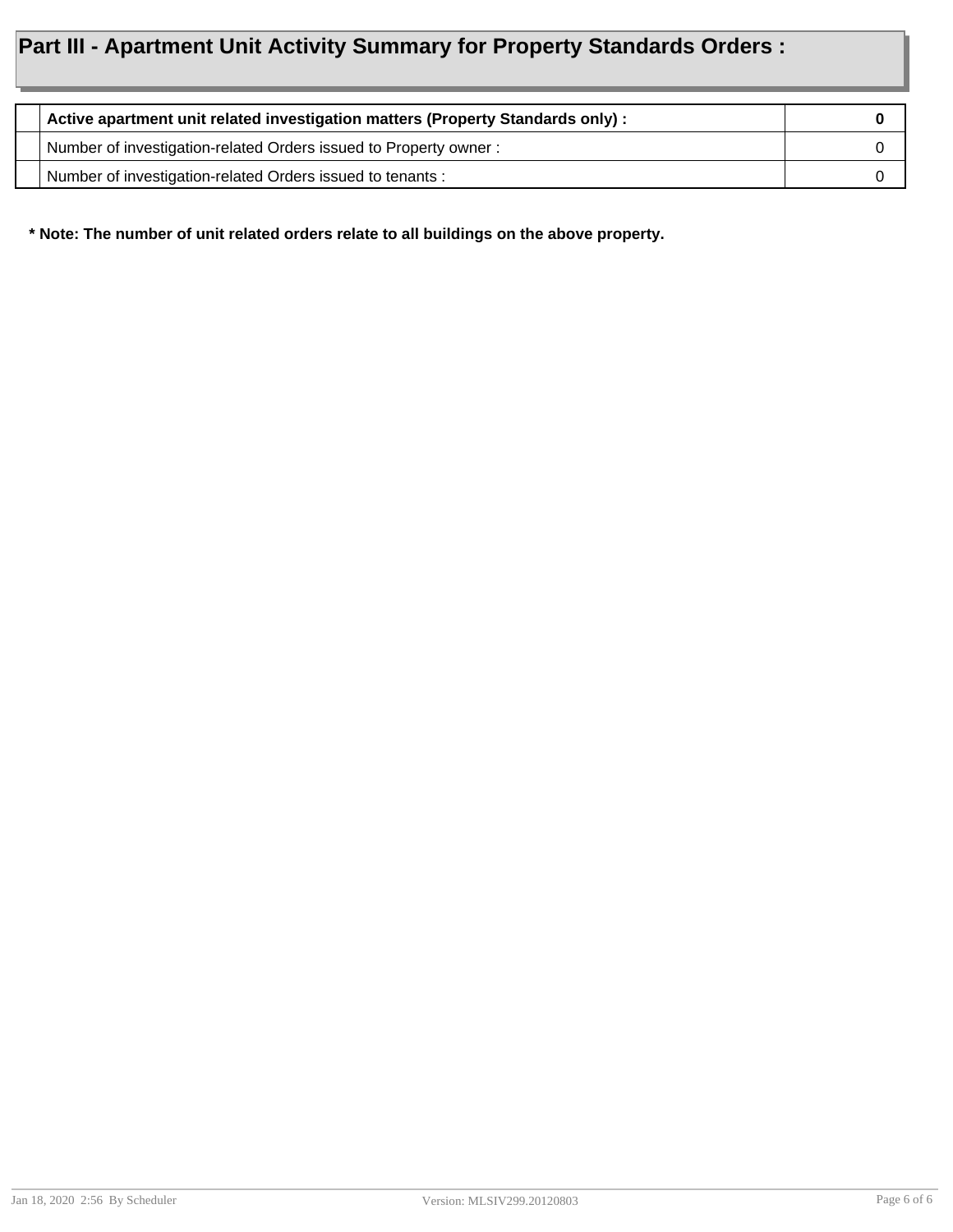## Part III - Apartment Unit Activity Summary for Property Standards Orders :

| | | |
|---|---|---|
| | **Active apartment unit related investigation matters (Property Standards only) :** | **0** |
| | Number of investigation-related Orders issued to Property owner : | 0 |
| | Number of investigation-related Orders issued to tenants : | 0 |

**\* Note: The number of unit related orders relate to all buildings on the above property.**